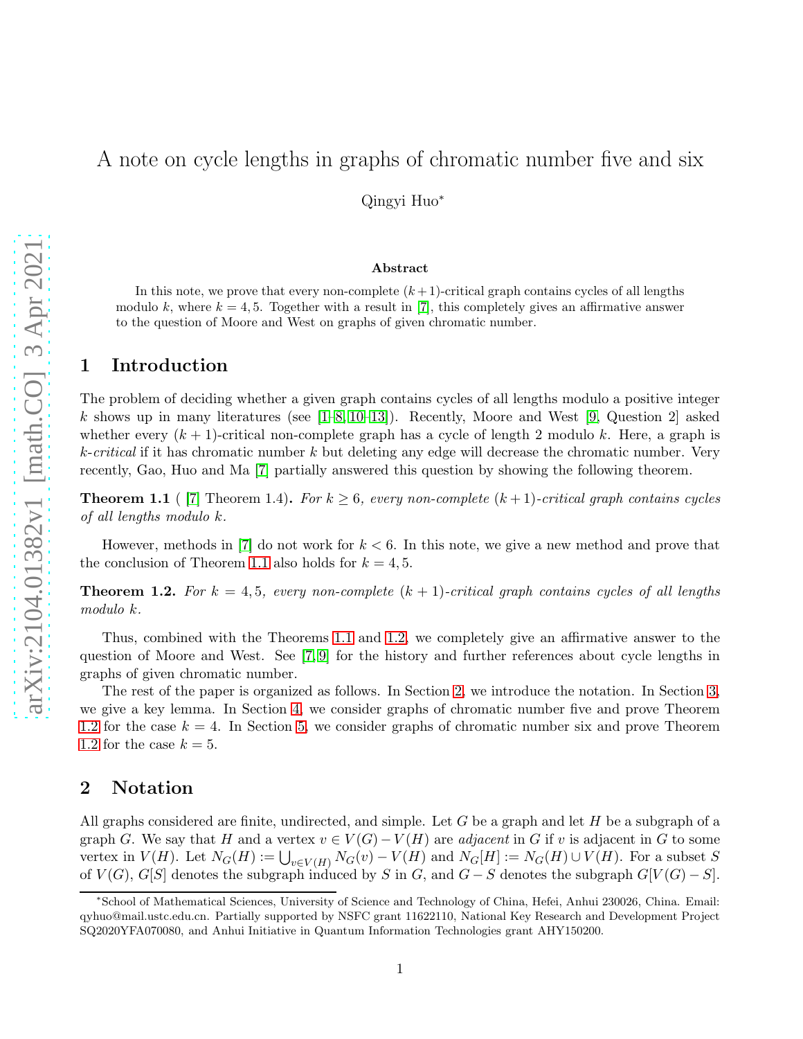# A note on cycle lengths in graphs of chromatic number five and six

Qingyi Huo*

### Abstract

In this note, we prove that every non-complete $(k+1)$-critical graph contains cycles of all lengths modulo $k$, where $k = 4, 5$. Together with a result in [7], this completely gives an affirmative answer to the question of Moore and West on graphs of given chromatic number.

## 1 Introduction

The problem of deciding whether a given graph contains cycles of all lengths modulo a positive integer $k$ shows up in many literatures (see [1–8, 10–13]). Recently, Moore and West [9, Question 2] asked whether every $(k+1)$-critical non-complete graph has a cycle of length 2 modulo $k$. Here, a graph is *k-critical* if it has chromatic number $k$ but deleting any edge will decrease the chromatic number. Very recently, Gao, Huo and Ma [7] partially answered this question by showing the following theorem.

**Theorem 1.1** ( [7] Theorem 1.4)**.** *For $k \geq 6$, every non-complete $(k+1)$-critical graph contains cycles of all lengths modulo $k$.*

However, methods in [7] do not work for $k < 6$. In this note, we give a new method and prove that the conclusion of Theorem 1.1 also holds for $k = 4, 5$.

**Theorem 1.2.** *For $k = 4, 5$, every non-complete $(k+1)$-critical graph contains cycles of all lengths modulo $k$.*

Thus, combined with the Theorems 1.1 and 1.2, we completely give an affirmative answer to the question of Moore and West. See [7, 9] for the history and further references about cycle lengths in graphs of given chromatic number.

The rest of the paper is organized as follows. In Section 2, we introduce the notation. In Section 3, we give a key lemma. In Section 4, we consider graphs of chromatic number five and prove Theorem 1.2 for the case $k = 4$. In Section 5, we consider graphs of chromatic number six and prove Theorem 1.2 for the case $k = 5$.

## 2 Notation

All graphs considered are finite, undirected, and simple. Let $G$ be a graph and let $H$ be a subgraph of a graph $G$. We say that $H$ and a vertex $v \in V(G) - V(H)$ are *adjacent* in $G$ if $v$ is adjacent in $G$ to some vertex in $V(H)$. Let $N_G(H) := \bigcup_{v \in V(H)} N_G(v) - V(H)$ and $N_G[H] := N_G(H) \cup V(H)$. For a subset $S$ of $V(G)$, $G[S]$ denotes the subgraph induced by $S$ in $G$, and $G - S$ denotes the subgraph $G[V(G) - S]$.

*School of Mathematical Sciences, University of Science and Technology of China, Hefei, Anhui 230026, China. Email: qyhuo@mail.ustc.edu.cn. Partially supported by NSFC grant 11622110, National Key Research and Development Project SQ2020YFA070080, and Anhui Initiative in Quantum Information Technologies grant AHY150200.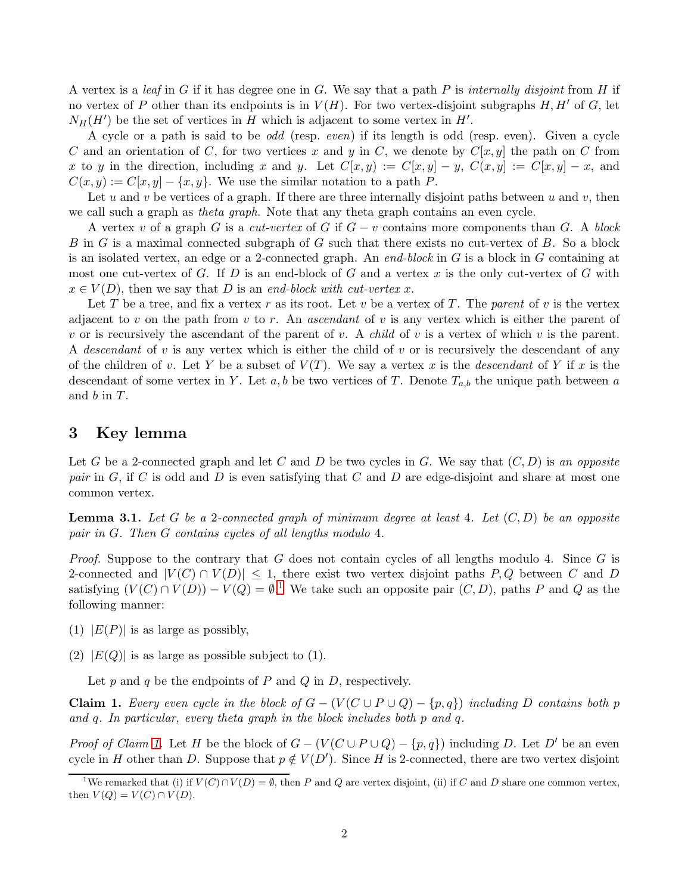A vertex is a *leaf* in $G$ if it has degree one in $G$. We say that a path $P$ is *internally disjoint* from $H$ if no vertex of $P$ other than its endpoints is in $V(H)$. For two vertex-disjoint subgraphs $H, H'$ of $G$, let $N_H(H')$ be the set of vertices in $H$ which is adjacent to some vertex in $H'$.

A cycle or a path is said to be *odd* (resp. *even*) if its length is odd (resp. even). Given a cycle $C$ and an orientation of $C$, for two vertices $x$ and $y$ in $C$, we denote by $C[x, y]$ the path on $C$ from $x$ to $y$ in the direction, including $x$ and $y$. Let $C[x, y) := C[x, y] - y$, $C(x, y] := C[x, y] - x$, and $C(x, y) := C[x, y] - \{x, y\}$. We use the similar notation to a path $P$.

Let $u$ and $v$ be vertices of a graph. If there are three internally disjoint paths between $u$ and $v$, then we call such a graph as *theta graph*. Note that any theta graph contains an even cycle.

A vertex $v$ of a graph $G$ is a *cut-vertex* of $G$ if $G - v$ contains more components than $G$. A *block* $B$ in $G$ is a maximal connected subgraph of $G$ such that there exists no cut-vertex of $B$. So a block is an isolated vertex, an edge or a 2-connected graph. An *end-block* in $G$ is a block in $G$ containing at most one cut-vertex of $G$. If $D$ is an end-block of $G$ and a vertex $x$ is the only cut-vertex of $G$ with $x \in V(D)$, then we say that $D$ is an *end-block with cut-vertex* $x$.

Let $T$ be a tree, and fix a vertex $r$ as its root. Let $v$ be a vertex of $T$. The *parent* of $v$ is the vertex adjacent to $v$ on the path from $v$ to $r$. An *ascendant* of $v$ is any vertex which is either the parent of $v$ or is recursively the ascendant of the parent of $v$. A *child* of $v$ is a vertex of which $v$ is the parent. A *descendant* of $v$ is any vertex which is either the child of $v$ or is recursively the descendant of any of the children of $v$. Let $Y$ be a subset of $V(T)$. We say a vertex $x$ is the *descendant* of $Y$ if $x$ is the descendant of some vertex in $Y$. Let $a, b$ be two vertices of $T$. Denote $T_{a,b}$ the unique path between $a$ and $b$ in $T$.

## 3 Key lemma

Let $G$ be a 2-connected graph and let $C$ and $D$ be two cycles in $G$. We say that $(C, D)$ is *an opposite pair* in $G$, if $C$ is odd and $D$ is even satisfying that $C$ and $D$ are edge-disjoint and share at most one common vertex.

**Lemma 3.1.** *Let $G$ be a 2-connected graph of minimum degree at least 4. Let $(C, D)$ be an opposite pair in $G$. Then $G$ contains cycles of all lengths modulo 4.*

*Proof.* Suppose to the contrary that $G$ does not contain cycles of all lengths modulo 4. Since $G$ is 2-connected and $|V(C) \cap V(D)| \leq 1$, there exist two vertex disjoint paths $P, Q$ between $C$ and $D$ satisfying $(V(C) \cap V(D)) - V(Q) = \emptyset$.[1] We take such an opposite pair $(C, D)$, paths $P$ and $Q$ as the following manner:

(1) $|E(P)|$ is as large as possibly,

(2) $|E(Q)|$ is as large as possible subject to (1).

Let $p$ and $q$ be the endpoints of $P$ and $Q$ in $D$, respectively.

**Claim 1.** *Every even cycle in the block of $G - (V(C \cup P \cup Q) - \{p, q\})$ including $D$ contains both $p$ and $q$. In particular, every theta graph in the block includes both $p$ and $q$.*

*Proof of Claim 1.* Let $H$ be the block of $G - (V(C \cup P \cup Q) - \{p, q\})$ including $D$. Let $D'$ be an even cycle in $H$ other than $D$. Suppose that $p \notin V(D')$. Since $H$ is 2-connected, there are two vertex disjoint

[1] We remarked that (i) if $V(C) \cap V(D) = \emptyset$, then $P$ and $Q$ are vertex disjoint, (ii) if $C$ and $D$ share one common vertex, then $V(Q) = V(C) \cap V(D)$.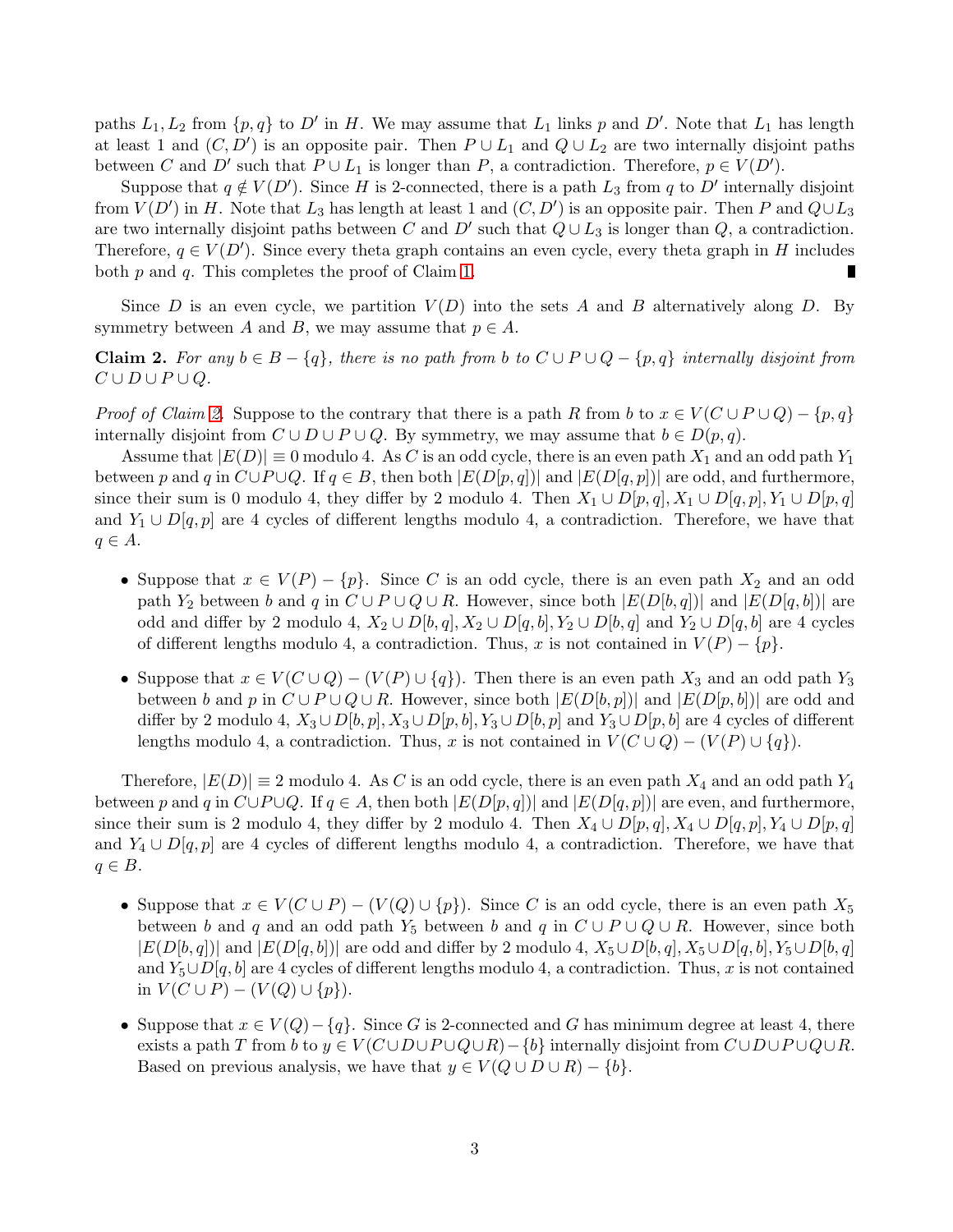paths $L_1, L_2$ from $\{p, q\}$ to $D'$ in $H$. We may assume that $L_1$ links $p$ and $D'$. Note that $L_1$ has length at least 1 and $(C, D')$ is an opposite pair. Then $P \cup L_1$ and $Q \cup L_2$ are two internally disjoint paths between $C$ and $D'$ such that $P \cup L_1$ is longer than $P$, a contradiction. Therefore, $p \in V(D')$.

Suppose that $q \notin V(D')$. Since $H$ is 2-connected, there is a path $L_3$ from $q$ to $D'$ internally disjoint from $V(D')$ in $H$. Note that $L_3$ has length at least 1 and $(C, D')$ is an opposite pair. Then $P$ and $Q \cup L_3$ are two internally disjoint paths between $C$ and $D'$ such that $Q \cup L_3$ is longer than $Q$, a contradiction. Therefore, $q \in V(D')$. Since every theta graph contains an even cycle, every theta graph in $H$ includes both $p$ and $q$. This completes the proof of Claim 1. ∎

Since $D$ is an even cycle, we partition $V(D)$ into the sets $A$ and $B$ alternatively along $D$. By symmetry between $A$ and $B$, we may assume that $p \in A$.

**Claim 2.** *For any $b \in B - \{q\}$, there is no path from $b$ to $C \cup P \cup Q - \{p, q\}$ internally disjoint from $C \cup D \cup P \cup Q$.*

*Proof of Claim 2.* Suppose to the contrary that there is a path $R$ from $b$ to $x \in V(C \cup P \cup Q) - \{p, q\}$ internally disjoint from $C \cup D \cup P \cup Q$. By symmetry, we may assume that $b \in D(p, q)$.

Assume that $|E(D)| \equiv 0$ modulo 4. As $C$ is an odd cycle, there is an even path $X_1$ and an odd path $Y_1$ between $p$ and $q$ in $C \cup P \cup Q$. If $q \in B$, then both $|E(D[p, q])|$ and $|E(D[q, p])|$ are odd, and furthermore, since their sum is 0 modulo 4, they differ by 2 modulo 4. Then $X_1 \cup D[p, q], X_1 \cup D[q, p], Y_1 \cup D[p, q]$ and $Y_1 \cup D[q, p]$ are 4 cycles of different lengths modulo 4, a contradiction. Therefore, we have that $q \in A$.

- Suppose that $x \in V(P) - \{p\}$. Since $C$ is an odd cycle, there is an even path $X_2$ and an odd path $Y_2$ between $b$ and $q$ in $C \cup P \cup Q \cup R$. However, since both $|E(D[b, q])|$ and $|E(D[q, b])|$ are odd and differ by 2 modulo 4, $X_2 \cup D[b, q], X_2 \cup D[q, b], Y_2 \cup D[b, q]$ and $Y_2 \cup D[q, b]$ are 4 cycles of different lengths modulo 4, a contradiction. Thus, $x$ is not contained in $V(P) - \{p\}$.
- Suppose that $x \in V(C \cup Q) - (V(P) \cup \{q\})$. Then there is an even path $X_3$ and an odd path $Y_3$ between $b$ and $p$ in $C \cup P \cup Q \cup R$. However, since both $|E(D[b, p])|$ and $|E(D[p, b])|$ are odd and differ by 2 modulo 4, $X_3 \cup D[b, p], X_3 \cup D[p, b], Y_3 \cup D[b, p]$ and $Y_3 \cup D[p, b]$ are 4 cycles of different lengths modulo 4, a contradiction. Thus, $x$ is not contained in $V(C \cup Q) - (V(P) \cup \{q\})$.

Therefore, $|E(D)| \equiv 2$ modulo 4. As $C$ is an odd cycle, there is an even path $X_4$ and an odd path $Y_4$ between $p$ and $q$ in $C \cup P \cup Q$. If $q \in A$, then both $|E(D[p, q])|$ and $|E(D[q, p])|$ are even, and furthermore, since their sum is 2 modulo 4, they differ by 2 modulo 4. Then $X_4 \cup D[p, q], X_4 \cup D[q, p], Y_4 \cup D[p, q]$ and $Y_4 \cup D[q, p]$ are 4 cycles of different lengths modulo 4, a contradiction. Therefore, we have that $q \in B$.

- Suppose that $x \in V(C \cup P) - (V(Q) \cup \{p\})$. Since $C$ is an odd cycle, there is an even path $X_5$ between $b$ and $q$ and an odd path $Y_5$ between $b$ and $q$ in $C \cup P \cup Q \cup R$. However, since both $|E(D[b, q])|$ and $|E(D[q, b])|$ are odd and differ by 2 modulo 4, $X_5 \cup D[b, q], X_5 \cup D[q, b], Y_5 \cup D[b, q]$ and $Y_5 \cup D[q, b]$ are 4 cycles of different lengths modulo 4, a contradiction. Thus, $x$ is not contained in $V(C \cup P) - (V(Q) \cup \{p\})$.
- Suppose that $x \in V(Q) - \{q\}$. Since $G$ is 2-connected and $G$ has minimum degree at least 4, there exists a path $T$ from $b$ to $y \in V(C \cup D \cup P \cup Q \cup R) - \{b\}$ internally disjoint from $C \cup D \cup P \cup Q \cup R$. Based on previous analysis, we have that $y \in V(Q \cup D \cup R) - \{b\}$.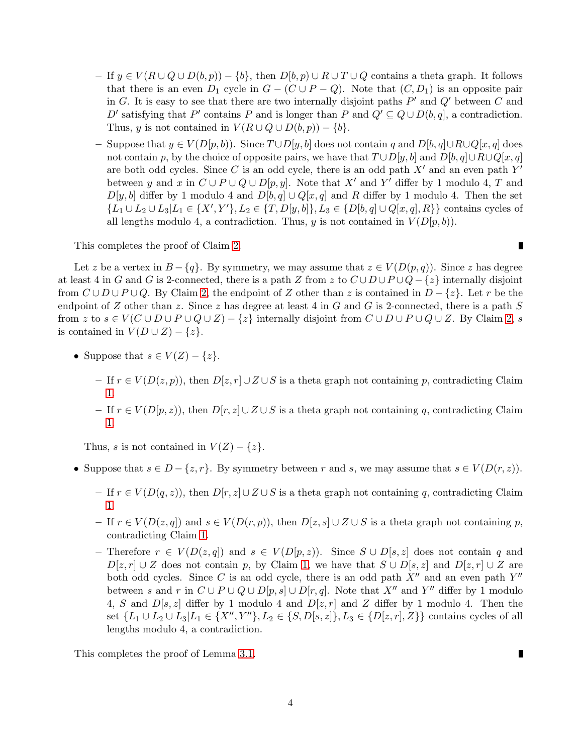- If $y \in V(R \cup Q \cup D(b, p)) - \{b\}$, then $D[b, p) \cup R \cup T \cup Q$ contains a theta graph. It follows that there is an even $D_1$ cycle in $G - (C \cup P - Q)$. Note that $(C, D_1)$ is an opposite pair in $G$. It is easy to see that there are two internally disjoint paths $P'$ and $Q'$ between $C$ and $D'$ satisfying that $P'$ contains $P$ and is longer than $P$ and $Q' \subseteq Q \cup D(b, q]$, a contradiction. Thus, $y$ is not contained in $V(R \cup Q \cup D(b, p)) - \{b\}$.
  - Suppose that $y \in V(D[p, b))$. Since $T \cup D[y, b]$ does not contain $q$ and $D[b, q] \cup R \cup Q[x, q]$ does not contain $p$, by the choice of opposite pairs, we have that $T \cup D[y, b]$ and $D[b, q] \cup R \cup Q[x, q]$ are both odd cycles. Since $C$ is an odd cycle, there is an odd path $X'$ and an even path $Y'$ between $y$ and $x$ in $C \cup P \cup Q \cup D[p, y]$. Note that $X'$ and $Y'$ differ by 1 modulo 4, $T$ and $D[y, b]$ differ by 1 modulo 4 and $D[b, q] \cup Q[x, q]$ and $R$ differ by 1 modulo 4. Then the set $\{L_1 \cup L_2 \cup L_3 | L_1 \in \{X', Y'\}, L_2 \in \{T, D[y, b]\}, L_3 \in \{D[b, q] \cup Q[x, q], R\}\}$ contains cycles of all lengths modulo 4, a contradiction. Thus, $y$ is not contained in $V(D[p, b))$.

This completes the proof of Claim 2. ∎

Let $z$ be a vertex in $B - \{q\}$. By symmetry, we may assume that $z \in V(D(p, q))$. Since $z$ has degree at least 4 in $G$ and $G$ is 2-connected, there is a path $Z$ from $z$ to $C \cup D \cup P \cup Q - \{z\}$ internally disjoint from $C \cup D \cup P \cup Q$. By Claim 2, the endpoint of $Z$ other than $z$ is contained in $D - \{z\}$. Let $r$ be the endpoint of $Z$ other than $z$. Since $z$ has degree at least 4 in $G$ and $G$ is 2-connected, there is a path $S$ from $z$ to $s \in V(C \cup D \cup P \cup Q \cup Z) - \{z\}$ internally disjoint from $C \cup D \cup P \cup Q \cup Z$. By Claim 2, $s$ is contained in $V(D \cup Z) - \{z\}$.

- Suppose that $s \in V(Z) - \{z\}$.
  - If $r \in V(D(z, p))$, then $D[z, r] \cup Z \cup S$ is a theta graph not containing $p$, contradicting Claim 1.
  - If $r \in V(D[p, z))$, then $D[r, z] \cup Z \cup S$ is a theta graph not containing $q$, contradicting Claim 1.

  Thus, $s$ is not contained in $V(Z) - \{z\}$.

- Suppose that $s \in D - \{z, r\}$. By symmetry between $r$ and $s$, we may assume that $s \in V(D(r, z))$.
  - If $r \in V(D(q, z))$, then $D[r, z] \cup Z \cup S$ is a theta graph not containing $q$, contradicting Claim 1.
  - If $r \in V(D(z, q])$ and $s \in V(D(r, p))$, then $D[z, s] \cup Z \cup S$ is a theta graph not containing $p$, contradicting Claim 1.
  - Therefore $r \in V(D(z, q])$ and $s \in V(D[p, z))$. Since $S \cup D[s, z]$ does not contain $q$ and $D[z, r] \cup Z$ does not contain $p$, by Claim 1, we have that $S \cup D[s, z]$ and $D[z, r] \cup Z$ are both odd cycles. Since $C$ is an odd cycle, there is an odd path $X''$ and an even path $Y''$ between $s$ and $r$ in $C \cup P \cup Q \cup D[p, s] \cup D[r, q]$. Note that $X''$ and $Y''$ differ by 1 modulo 4, $S$ and $D[s, z]$ differ by 1 modulo 4 and $D[z, r]$ and $Z$ differ by 1 modulo 4. Then the set $\{L_1 \cup L_2 \cup L_3 | L_1 \in \{X'', Y''\}, L_2 \in \{S, D[s, z]\}, L_3 \in \{D[z, r], Z\}\}$ contains cycles of all lengths modulo 4, a contradiction.

This completes the proof of Lemma 3.1. ∎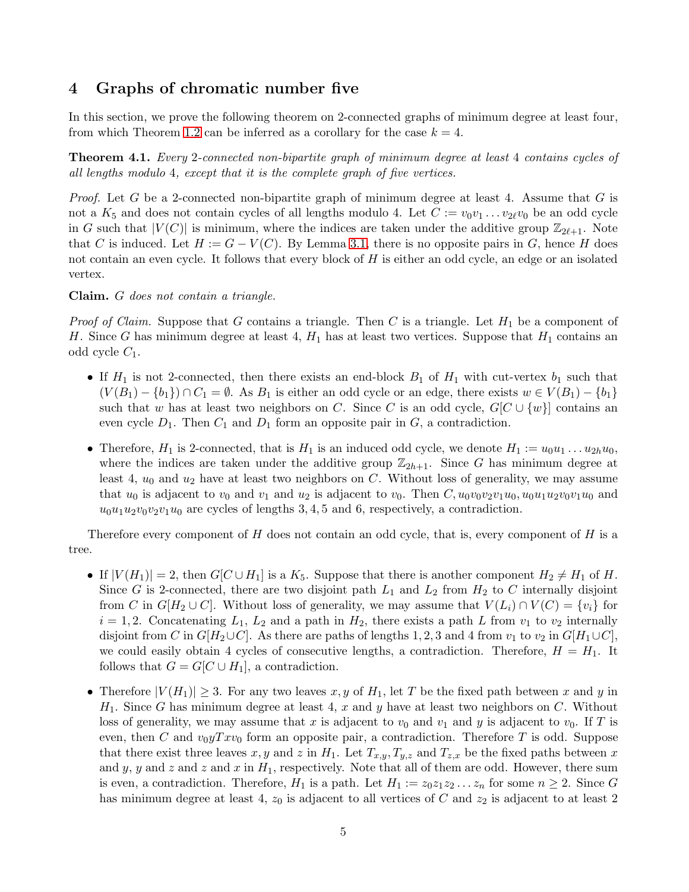## 4 Graphs of chromatic number five

In this section, we prove the following theorem on 2-connected graphs of minimum degree at least four, from which Theorem 1.2 can be inferred as a corollary for the case $k = 4$.

**Theorem 4.1.** *Every* 2*-connected non-bipartite graph of minimum degree at least* 4 *contains cycles of all lengths modulo* 4*, except that it is the complete graph of five vertices.*

*Proof.* Let $G$ be a 2-connected non-bipartite graph of minimum degree at least 4. Assume that $G$ is not a $K_5$ and does not contain cycles of all lengths modulo 4. Let $C := v_0v_1 \ldots v_{2\ell}v_0$ be an odd cycle in $G$ such that $|V(C)|$ is minimum, where the indices are taken under the additive group $\mathbb{Z}_{2\ell+1}$. Note that $C$ is induced. Let $H := G - V(C)$. By Lemma 3.1, there is no opposite pairs in $G$, hence $H$ does not contain an even cycle. It follows that every block of $H$ is either an odd cycle, an edge or an isolated vertex.

**Claim.** *$G$ does not contain a triangle.*

*Proof of Claim.* Suppose that $G$ contains a triangle. Then $C$ is a triangle. Let $H_1$ be a component of $H$. Since $G$ has minimum degree at least 4, $H_1$ has at least two vertices. Suppose that $H_1$ contains an odd cycle $C_1$.

- If $H_1$ is not 2-connected, then there exists an end-block $B_1$ of $H_1$ with cut-vertex $b_1$ such that $(V(B_1) - \{b_1\}) \cap C_1 = \emptyset$. As $B_1$ is either an odd cycle or an edge, there exists $w \in V(B_1) - \{b_1\}$ such that $w$ has at least two neighbors on $C$. Since $C$ is an odd cycle, $G[C \cup \{w\}]$ contains an even cycle $D_1$. Then $C_1$ and $D_1$ form an opposite pair in $G$, a contradiction.
- Therefore, $H_1$ is 2-connected, that is $H_1$ is an induced odd cycle, we denote $H_1 := u_0u_1 \ldots u_{2h}u_0$, where the indices are taken under the additive group $\mathbb{Z}_{2h+1}$. Since $G$ has minimum degree at least 4, $u_0$ and $u_2$ have at least two neighbors on $C$. Without loss of generality, we may assume that $u_0$ is adjacent to $v_0$ and $v_1$ and $u_2$ is adjacent to $v_0$. Then $C, u_0v_0v_2v_1u_0, u_0u_1u_2v_0v_1u_0$ and $u_0u_1u_2v_0v_2v_1u_0$ are cycles of lengths $3, 4, 5$ and $6$, respectively, a contradiction.

Therefore every component of $H$ does not contain an odd cycle, that is, every component of $H$ is a tree.

- If $|V(H_1)| = 2$, then $G[C \cup H_1]$ is a $K_5$. Suppose that there is another component $H_2 \neq H_1$ of $H$. Since $G$ is 2-connected, there are two disjoint path $L_1$ and $L_2$ from $H_2$ to $C$ internally disjoint from $C$ in $G[H_2 \cup C]$. Without loss of generality, we may assume that $V(L_i) \cap V(C) = \{v_i\}$ for $i = 1, 2$. Concatenating $L_1$, $L_2$ and a path in $H_2$, there exists a path $L$ from $v_1$ to $v_2$ internally disjoint from $C$ in $G[H_2 \cup C]$. As there are paths of lengths $1, 2, 3$ and $4$ from $v_1$ to $v_2$ in $G[H_1 \cup C]$, we could easily obtain 4 cycles of consecutive lengths, a contradiction. Therefore, $H = H_1$. It follows that $G = G[C \cup H_1]$, a contradiction.
- Therefore $|V(H_1)| \geq 3$. For any two leaves $x, y$ of $H_1$, let $T$ be the fixed path between $x$ and $y$ in $H_1$. Since $G$ has minimum degree at least 4, $x$ and $y$ have at least two neighbors on $C$. Without loss of generality, we may assume that $x$ is adjacent to $v_0$ and $v_1$ and $y$ is adjacent to $v_0$. If $T$ is even, then $C$ and $v_0yTxv_0$ form an opposite pair, a contradiction. Therefore $T$ is odd. Suppose that there exist three leaves $x, y$ and $z$ in $H_1$. Let $T_{x,y}, T_{y,z}$ and $T_{z,x}$ be the fixed paths between $x$ and $y$, $y$ and $z$ and $z$ and $x$ in $H_1$, respectively. Note that all of them are odd. However, there sum is even, a contradiction. Therefore, $H_1$ is a path. Let $H_1 := z_0z_1z_2 \ldots z_n$ for some $n \geq 2$. Since $G$ has minimum degree at least 4, $z_0$ is adjacent to all vertices of $C$ and $z_2$ is adjacent to at least 2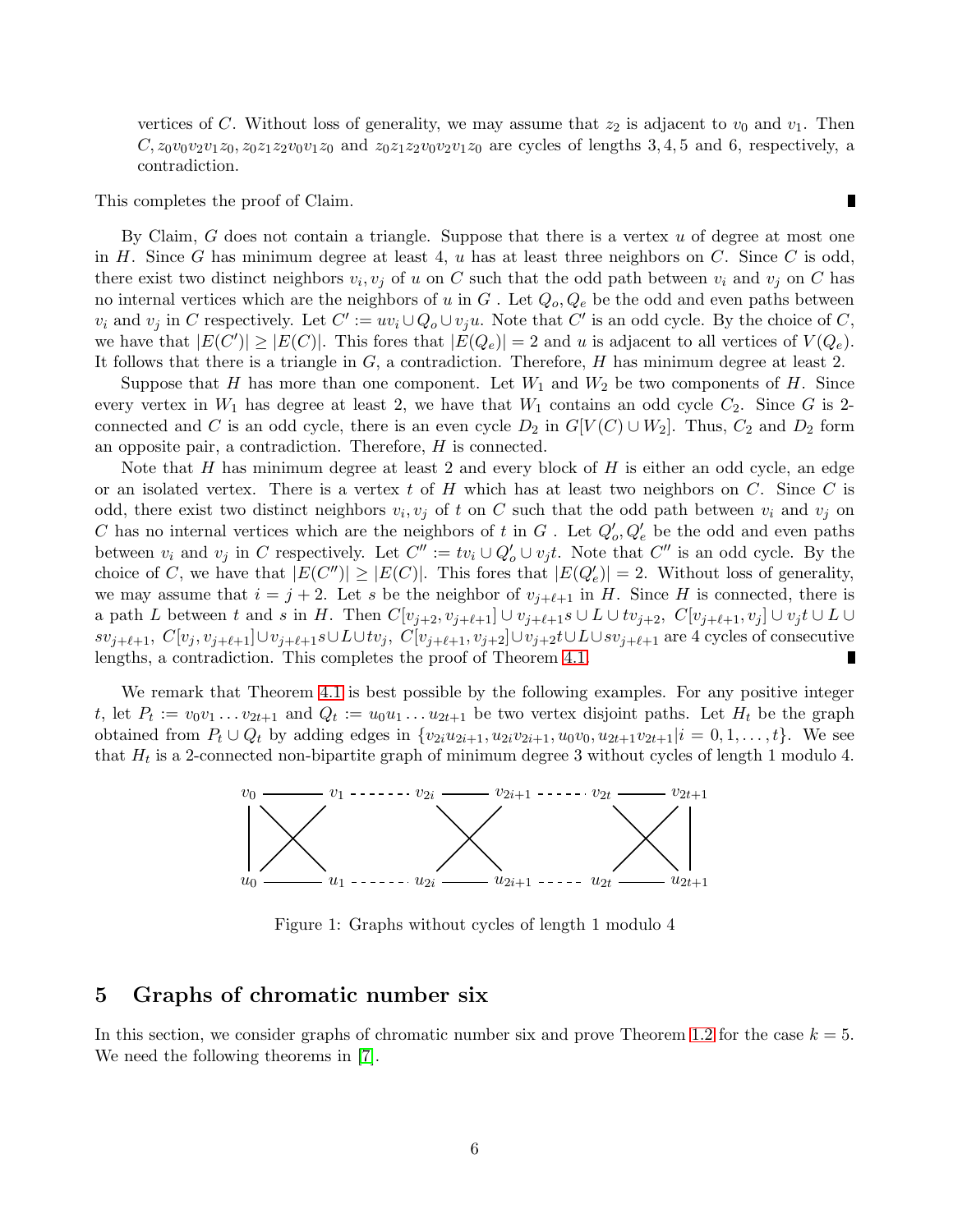vertices of $C$. Without loss of generality, we may assume that $z_2$ is adjacent to $v_0$ and $v_1$. Then $C, z_0v_0v_2v_1z_0, z_0z_1z_2v_0v_1z_0$ and $z_0z_1z_2v_0v_2v_1z_0$ are cycles of lengths 3, 4, 5 and 6, respectively, a contradiction.

This completes the proof of Claim. ∎

By Claim, $G$ does not contain a triangle. Suppose that there is a vertex $u$ of degree at most one in $H$. Since $G$ has minimum degree at least 4, $u$ has at least three neighbors on $C$. Since $C$ is odd, there exist two distinct neighbors $v_i, v_j$ of $u$ on $C$ such that the odd path between $v_i$ and $v_j$ on $C$ has no internal vertices which are the neighbors of $u$ in $G$ . Let $Q_o, Q_e$ be the odd and even paths between $v_i$ and $v_j$ in $C$ respectively. Let $C' := uv_i \cup Q_o \cup v_ju$. Note that $C'$ is an odd cycle. By the choice of $C$, we have that $|E(C')| \geq |E(C)|$. This fores that $|E(Q_e)| = 2$ and $u$ is adjacent to all vertices of $V(Q_e)$. It follows that there is a triangle in $G$, a contradiction. Therefore, $H$ has minimum degree at least 2.

Suppose that $H$ has more than one component. Let $W_1$ and $W_2$ be two components of $H$. Since every vertex in $W_1$ has degree at least 2, we have that $W_1$ contains an odd cycle $C_2$. Since $G$ is 2-connected and $C$ is an odd cycle, there is an even cycle $D_2$ in $G[V(C) \cup W_2]$. Thus, $C_2$ and $D_2$ form an opposite pair, a contradiction. Therefore, $H$ is connected.

Note that $H$ has minimum degree at least 2 and every block of $H$ is either an odd cycle, an edge or an isolated vertex. There is a vertex $t$ of $H$ which has at least two neighbors on $C$. Since $C$ is odd, there exist two distinct neighbors $v_i, v_j$ of $t$ on $C$ such that the odd path between $v_i$ and $v_j$ on $C$ has no internal vertices which are the neighbors of $t$ in $G$ . Let $Q'_o, Q'_e$ be the odd and even paths between $v_i$ and $v_j$ in $C$ respectively. Let $C'' := tv_i \cup Q'_o \cup v_jt$. Note that $C''$ is an odd cycle. By the choice of $C$, we have that $|E(C'')| \geq |E(C)|$. This fores that $|E(Q'_e)| = 2$. Without loss of generality, we may assume that $i = j + 2$. Let $s$ be the neighbor of $v_{j+\ell+1}$ in $H$. Since $H$ is connected, there is a path $L$ between $t$ and $s$ in $H$. Then $C[v_{j+2}, v_{j+\ell+1}] \cup v_{j+\ell+1}s \cup L \cup tv_{j+2}$, $C[v_{j+\ell+1}, v_j] \cup v_jt \cup L \cup sv_{j+\ell+1}$, $C[v_j, v_{j+\ell+1}] \cup v_{j+\ell+1}s \cup L \cup tv_j$, $C[v_{j+\ell+1}, v_{j+2}] \cup v_{j+2}t \cup L \cup sv_{j+\ell+1}$ are 4 cycles of consecutive lengths, a contradiction. This completes the proof of Theorem 4.1. ∎

We remark that Theorem 4.1 is best possible by the following examples. For any positive integer $t$, let $P_t := v_0v_1 \ldots v_{2t+1}$ and $Q_t := u_0u_1 \ldots u_{2t+1}$ be two vertex disjoint paths. Let $H_t$ be the graph obtained from $P_t \cup Q_t$ by adding edges in $\{v_{2i}u_{2i+1}, u_{2i}v_{2i+1}, u_0v_0, u_{2t+1}v_{2t+1} | i = 0, 1, \ldots, t\}$. We see that $H_t$ is a 2-connected non-bipartite graph of minimum degree 3 without cycles of length 1 modulo 4.

Figure 1: Graphs without cycles of length 1 modulo 4

## 5 Graphs of chromatic number six

In this section, we consider graphs of chromatic number six and prove Theorem 1.2 for the case $k = 5$. We need the following theorems in [7].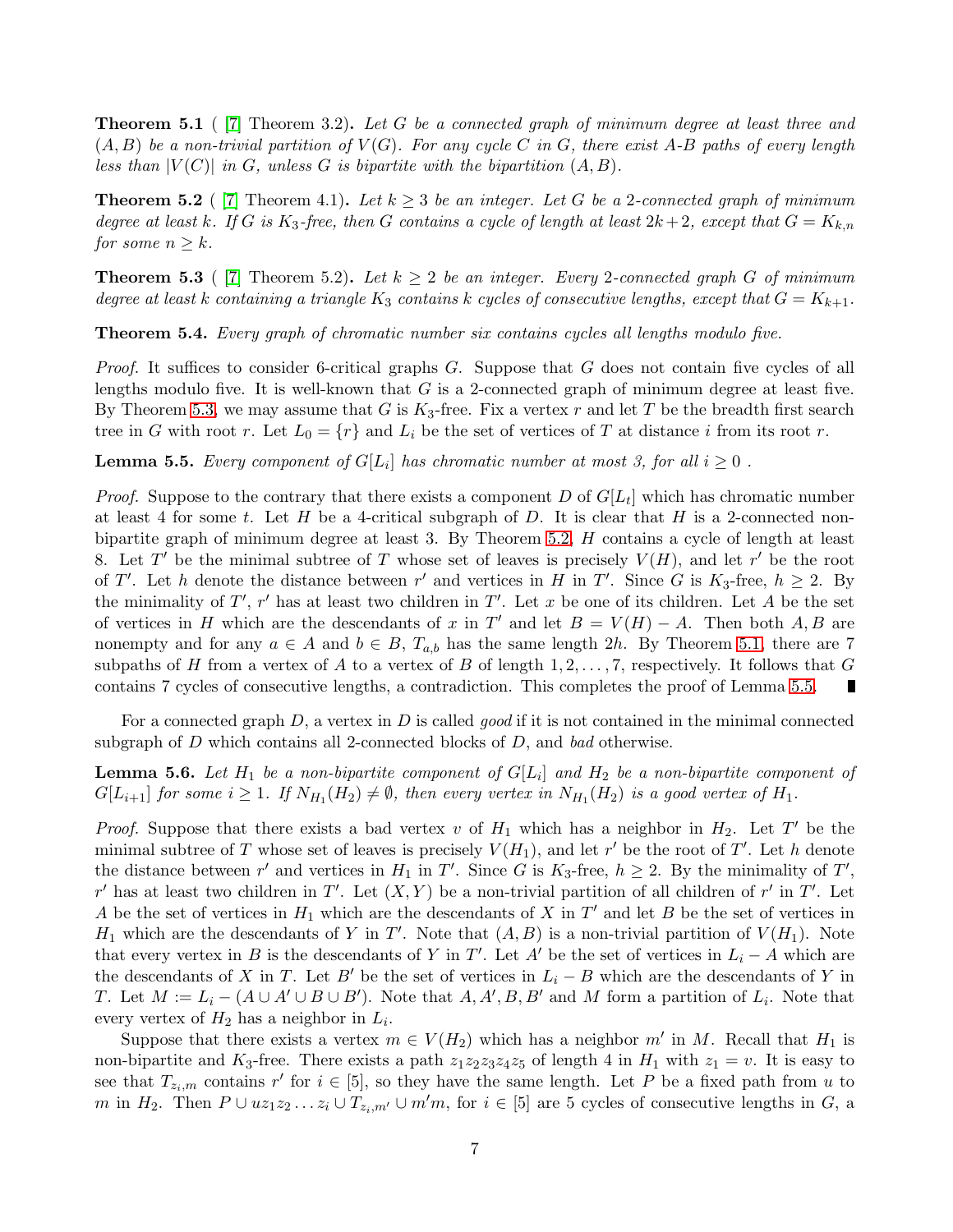**Theorem 5.1** ( [7] Theorem 3.2)**.** *Let $G$ be a connected graph of minimum degree at least three and $(A, B)$ be a non-trivial partition of $V(G)$. For any cycle $C$ in $G$, there exist $A$-$B$ paths of every length less than $|V(C)|$ in $G$, unless $G$ is bipartite with the bipartition $(A, B)$.*

**Theorem 5.2** ( [7] Theorem 4.1)**.** *Let $k \geq 3$ be an integer. Let $G$ be a 2-connected graph of minimum degree at least $k$. If $G$ is $K_3$-free, then $G$ contains a cycle of length at least $2k+2$, except that $G = K_{k,n}$ for some $n \geq k$.*

**Theorem 5.3** ( [7] Theorem 5.2)**.** *Let $k \geq 2$ be an integer. Every 2-connected graph $G$ of minimum degree at least $k$ containing a triangle $K_3$ contains $k$ cycles of consecutive lengths, except that $G = K_{k+1}$.*

**Theorem 5.4.** *Every graph of chromatic number six contains cycles all lengths modulo five.*

*Proof.* It suffices to consider 6-critical graphs $G$. Suppose that $G$ does not contain five cycles of all lengths modulo five. It is well-known that $G$ is a 2-connected graph of minimum degree at least five. By Theorem 5.3, we may assume that $G$ is $K_3$-free. Fix a vertex $r$ and let $T$ be the breadth first search tree in $G$ with root $r$. Let $L_0 = \{r\}$ and $L_i$ be the set of vertices of $T$ at distance $i$ from its root $r$.

**Lemma 5.5.** *Every component of $G[L_i]$ has chromatic number at most 3, for all $i \geq 0$ .*

*Proof.* Suppose to the contrary that there exists a component $D$ of $G[L_t]$ which has chromatic number at least 4 for some $t$. Let $H$ be a 4-critical subgraph of $D$. It is clear that $H$ is a 2-connected non-bipartite graph of minimum degree at least 3. By Theorem 5.2, $H$ contains a cycle of length at least 8. Let $T'$ be the minimal subtree of $T$ whose set of leaves is precisely $V(H)$, and let $r'$ be the root of $T'$. Let $h$ denote the distance between $r'$ and vertices in $H$ in $T'$. Since $G$ is $K_3$-free, $h \geq 2$. By the minimality of $T'$, $r'$ has at least two children in $T'$. Let $x$ be one of its children. Let $A$ be the set of vertices in $H$ which are the descendants of $x$ in $T'$ and let $B = V(H) - A$. Then both $A, B$ are nonempty and for any $a \in A$ and $b \in B$, $T_{a,b}$ has the same length $2h$. By Theorem 5.1, there are 7 subpaths of $H$ from a vertex of $A$ to a vertex of $B$ of length $1, 2, \ldots, 7$, respectively. It follows that $G$ contains 7 cycles of consecutive lengths, a contradiction. This completes the proof of Lemma 5.5. ∎

For a connected graph $D$, a vertex in $D$ is called *good* if it is not contained in the minimal connected subgraph of $D$ which contains all 2-connected blocks of $D$, and *bad* otherwise.

**Lemma 5.6.** *Let $H_1$ be a non-bipartite component of $G[L_i]$ and $H_2$ be a non-bipartite component of $G[L_{i+1}]$ for some $i \geq 1$. If $N_{H_1}(H_2) \neq \emptyset$, then every vertex in $N_{H_1}(H_2)$ is a good vertex of $H_1$.*

*Proof.* Suppose that there exists a bad vertex $v$ of $H_1$ which has a neighbor in $H_2$. Let $T'$ be the minimal subtree of $T$ whose set of leaves is precisely $V(H_1)$, and let $r'$ be the root of $T'$. Let $h$ denote the distance between $r'$ and vertices in $H_1$ in $T'$. Since $G$ is $K_3$-free, $h \geq 2$. By the minimality of $T'$, $r'$ has at least two children in $T'$. Let $(X, Y)$ be a non-trivial partition of all children of $r'$ in $T'$. Let $A$ be the set of vertices in $H_1$ which are the descendants of $X$ in $T'$ and let $B$ be the set of vertices in $H_1$ which are the descendants of $Y$ in $T'$. Note that $(A, B)$ is a non-trivial partition of $V(H_1)$. Note that every vertex in $B$ is the descendants of $Y$ in $T'$. Let $A'$ be the set of vertices in $L_i - A$ which are the descendants of $X$ in $T$. Let $B'$ be the set of vertices in $L_i - B$ which are the descendants of $Y$ in $T$. Let $M := L_i - (A \cup A' \cup B \cup B')$. Note that $A, A', B, B'$ and $M$ form a partition of $L_i$. Note that every vertex of $H_2$ has a neighbor in $L_i$.

Suppose that there exists a vertex $m \in V(H_2)$ which has a neighbor $m'$ in $M$. Recall that $H_1$ is non-bipartite and $K_3$-free. There exists a path $z_1z_2z_3z_4z_5$ of length 4 in $H_1$ with $z_1 = v$. It is easy to see that $T_{z_i,m}$ contains $r'$ for $i \in [5]$, so they have the same length. Let $P$ be a fixed path from $u$ to $m$ in $H_2$. Then $P \cup uz_1z_2 \ldots z_i \cup T_{z_i,m'} \cup m'm$, for $i \in [5]$ are 5 cycles of consecutive lengths in $G$, a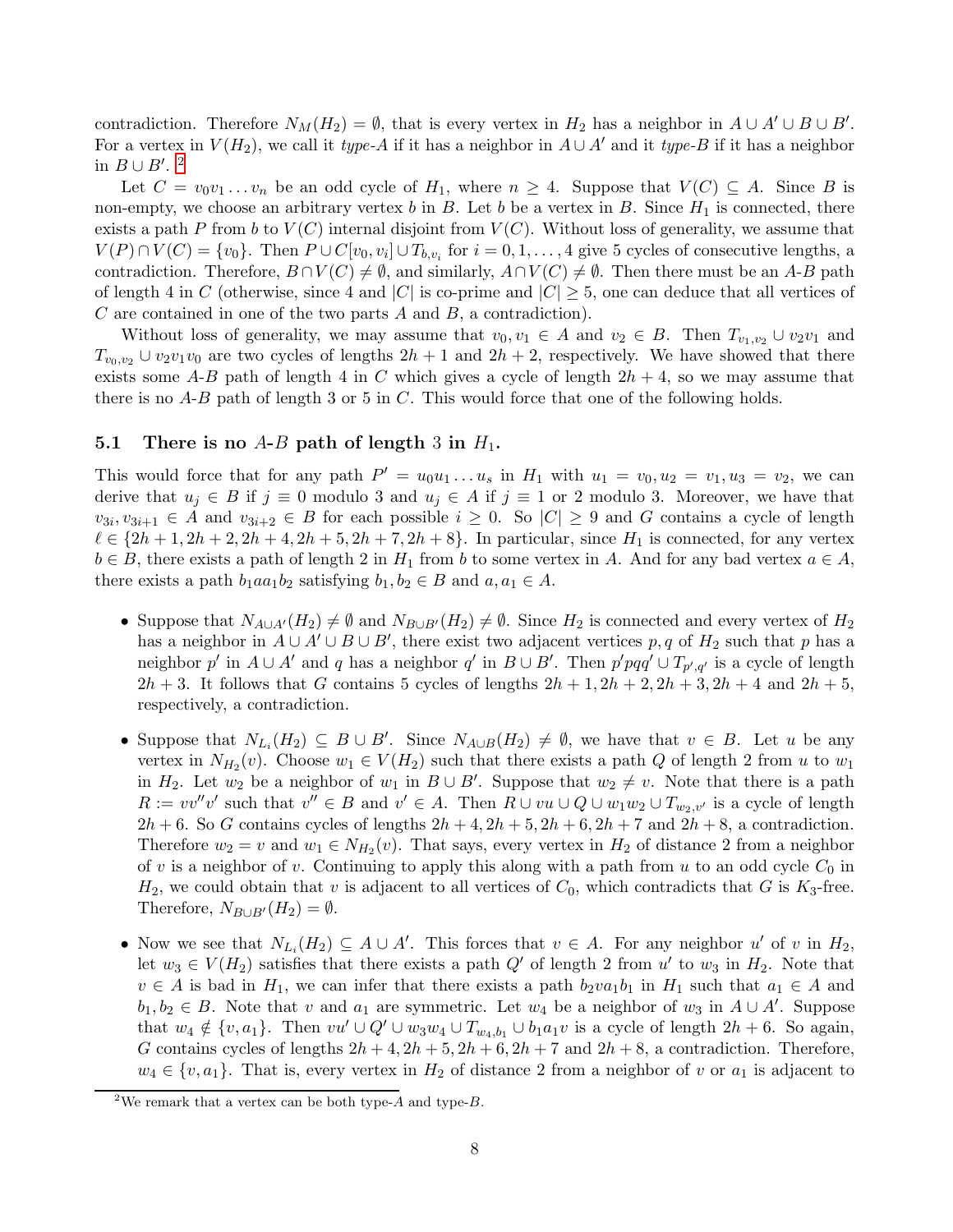contradiction. Therefore $N_M(H_2) = \emptyset$, that is every vertex in $H_2$ has a neighbor in $A \cup A' \cup B \cup B'$. For a vertex in $V(H_2)$, we call it *type-A* if it has a neighbor in $A \cup A'$ and it *type-B* if it has a neighbor in $B \cup B'$. [2]

Let $C = v_0 v_1 \dots v_n$ be an odd cycle of $H_1$, where $n \geq 4$. Suppose that $V(C) \subseteq A$. Since $B$ is non-empty, we choose an arbitrary vertex $b$ in $B$. Let $b$ be a vertex in $B$. Since $H_1$ is connected, there exists a path $P$ from $b$ to $V(C)$ internal disjoint from $V(C)$. Without loss of generality, we assume that $V(P) \cap V(C) = \{v_0\}$. Then $P \cup C[v_0, v_i] \cup T_{b,v_i}$ for $i = 0, 1, \dots, 4$ give 5 cycles of consecutive lengths, a contradiction. Therefore, $B \cap V(C) \neq \emptyset$, and similarly, $A \cap V(C) \neq \emptyset$. Then there must be an $A$-$B$ path of length 4 in $C$ (otherwise, since 4 and $|C|$ is co-prime and $|C| \geq 5$, one can deduce that all vertices of $C$ are contained in one of the two parts $A$ and $B$, a contradiction).

Without loss of generality, we may assume that $v_0, v_1 \in A$ and $v_2 \in B$. Then $T_{v_1,v_2} \cup v_2 v_1$ and $T_{v_0,v_2} \cup v_2 v_1 v_0$ are two cycles of lengths $2h+1$ and $2h+2$, respectively. We have showed that there exists some $A$-$B$ path of length 4 in $C$ which gives a cycle of length $2h+4$, so we may assume that there is no $A$-$B$ path of length 3 or 5 in $C$. This would force that one of the following holds.

### 5.1 There is no $A$-$B$ path of length 3 in $H_1$.

This would force that for any path $P' = u_0 u_1 \dots u_s$ in $H_1$ with $u_1 = v_0, u_2 = v_1, u_3 = v_2$, we can derive that $u_j \in B$ if $j \equiv 0$ modulo 3 and $u_j \in A$ if $j \equiv 1$ or 2 modulo 3. Moreover, we have that $v_{3i}, v_{3i+1} \in A$ and $v_{3i+2} \in B$ for each possible $i \geq 0$. So $|C| \geq 9$ and $G$ contains a cycle of length $\ell \in \{2h+1, 2h+2, 2h+4, 2h+5, 2h+7, 2h+8\}$. In particular, since $H_1$ is connected, for any vertex $b \in B$, there exists a path of length 2 in $H_1$ from $b$ to some vertex in $A$. And for any bad vertex $a \in A$, there exists a path $b_1 a a_1 b_2$ satisfying $b_1, b_2 \in B$ and $a, a_1 \in A$.

- Suppose that $N_{A \cup A'}(H_2) \neq \emptyset$ and $N_{B \cup B'}(H_2) \neq \emptyset$. Since $H_2$ is connected and every vertex of $H_2$ has a neighbor in $A \cup A' \cup B \cup B'$, there exist two adjacent vertices $p, q$ of $H_2$ such that $p$ has a neighbor $p'$ in $A \cup A'$ and $q$ has a neighbor $q'$ in $B \cup B'$. Then $p'pqq' \cup T_{p',q'}$ is a cycle of length $2h+3$. It follows that $G$ contains 5 cycles of lengths $2h+1, 2h+2, 2h+3, 2h+4$ and $2h+5$, respectively, a contradiction.

- Suppose that $N_{L_i}(H_2) \subseteq B \cup B'$. Since $N_{A \cup B}(H_2) \neq \emptyset$, we have that $v \in B$. Let $u$ be any vertex in $N_{H_2}(v)$. Choose $w_1 \in V(H_2)$ such that there exists a path $Q$ of length 2 from $u$ to $w_1$ in $H_2$. Let $w_2$ be a neighbor of $w_1$ in $B \cup B'$. Suppose that $w_2 \neq v$. Note that there is a path $R := vv''v'$ such that $v'' \in B$ and $v' \in A$. Then $R \cup vu \cup Q \cup w_1 w_2 \cup T_{w_2,v'}$ is a cycle of length $2h+6$. So $G$ contains cycles of lengths $2h+4, 2h+5, 2h+6, 2h+7$ and $2h+8$, a contradiction. Therefore $w_2 = v$ and $w_1 \in N_{H_2}(v)$. That says, every vertex in $H_2$ of distance 2 from a neighbor of $v$ is a neighbor of $v$. Continuing to apply this along with a path from $u$ to an odd cycle $C_0$ in $H_2$, we could obtain that $v$ is adjacent to all vertices of $C_0$, which contradicts that $G$ is $K_3$-free. Therefore, $N_{B \cup B'}(H_2) = \emptyset$.

- Now we see that $N_{L_i}(H_2) \subseteq A \cup A'$. This forces that $v \in A$. For any neighbor $u'$ of $v$ in $H_2$, let $w_3 \in V(H_2)$ satisfies that there exists a path $Q'$ of length 2 from $u'$ to $w_3$ in $H_2$. Note that $v \in A$ is bad in $H_1$, we can infer that there exists a path $b_2 v a_1 b_1$ in $H_1$ such that $a_1 \in A$ and $b_1, b_2 \in B$. Note that $v$ and $a_1$ are symmetric. Let $w_4$ be a neighbor of $w_3$ in $A \cup A'$. Suppose that $w_4 \notin \{v, a_1\}$. Then $vu' \cup Q' \cup w_3 w_4 \cup T_{w_4,b_1} \cup b_1 a_1 v$ is a cycle of length $2h+6$. So again, $G$ contains cycles of lengths $2h+4, 2h+5, 2h+6, 2h+7$ and $2h+8$, a contradiction. Therefore, $w_4 \in \{v, a_1\}$. That is, every vertex in $H_2$ of distance 2 from a neighbor of $v$ or $a_1$ is adjacent to

[2] We remark that a vertex can be both type-$A$ and type-$B$.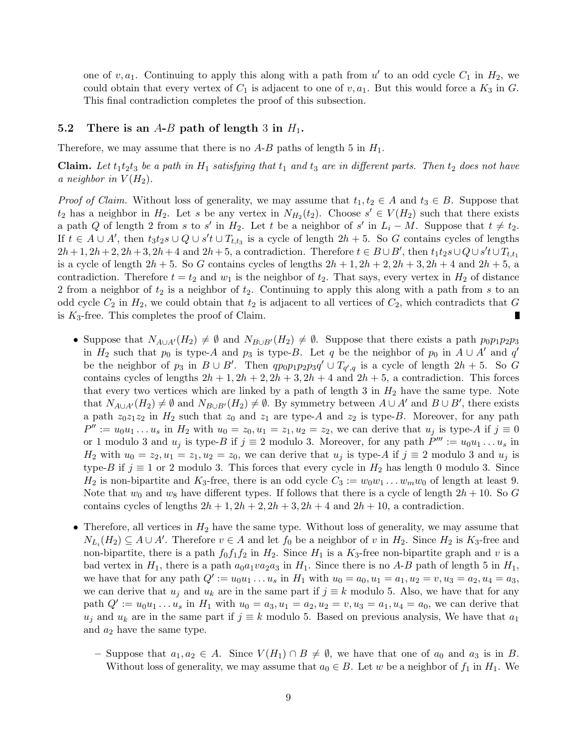one of $v, a_1$. Continuing to apply this along with a path from $u'$ to an odd cycle $C_1$ in $H_2$, we could obtain that every vertex of $C_1$ is adjacent to one of $v, a_1$. But this would force a $K_3$ in $G$. This final contradiction completes the proof of this subsection.

### 5.2 There is an $A$-$B$ path of length 3 in $H_1$.

Therefore, we may assume that there is no $A$-$B$ paths of length 5 in $H_1$.

**Claim.** *Let $t_1t_2t_3$ be a path in $H_1$ satisfying that $t_1$ and $t_3$ are in different parts. Then $t_2$ does not have a neighbor in $V(H_2)$.*

*Proof of Claim.* Without loss of generality, we may assume that $t_1, t_2 \in A$ and $t_3 \in B$. Suppose that $t_2$ has a neighbor in $H_2$. Let $s$ be any vertex in $N_{H_2}(t_2)$. Choose $s' \in V(H_2)$ such that there exists a path $Q$ of length 2 from $s$ to $s'$ in $H_2$. Let $t$ be a neighbor of $s'$ in $L_i - M$. Suppose that $t \neq t_2$. If $t \in A \cup A'$, then $t_3t_2s \cup Q \cup s't \cup T_{t,t_3}$ is a cycle of length $2h+5$. So $G$ contains cycles of lengths $2h+1, 2h+2, 2h+3, 2h+4$ and $2h+5$, a contradiction. Therefore $t \in B \cup B'$, then $t_1t_2s \cup Q \cup s't \cup T_{t,t_1}$ is a cycle of length $2h+5$. So $G$ contains cycles of lengths $2h+1, 2h+2, 2h+3, 2h+4$ and $2h+5$, a contradiction. Therefore $t = t_2$ and $w_1$ is the neighbor of $t_2$. That says, every vertex in $H_2$ of distance 2 from a neighbor of $t_2$ is a neighbor of $t_2$. Continuing to apply this along with a path from $s$ to an odd cycle $C_2$ in $H_2$, we could obtain that $t_2$ is adjacent to all vertices of $C_2$, which contradicts that $G$ is $K_3$-free. This completes the proof of Claim. ∎

- Suppose that $N_{A\cup A'}(H_2) \neq \emptyset$ and $N_{B\cup B'}(H_2) \neq \emptyset$. Suppose that there exists a path $p_0p_1p_2p_3$ in $H_2$ such that $p_0$ is type-$A$ and $p_3$ is type-$B$. Let $q$ be the neighbor of $p_0$ in $A \cup A'$ and $q'$ be the neighbor of $p_3$ in $B \cup B'$. Then $qp_0p_1p_2p_3q' \cup T_{q',q}$ is a cycle of length $2h+5$. So $G$ contains cycles of lengths $2h+1, 2h+2, 2h+3, 2h+4$ and $2h+5$, a contradiction. This forces that every two vertices which are linked by a path of length 3 in $H_2$ have the same type. Note that $N_{A\cup A'}(H_2) \neq \emptyset$ and $N_{B\cup B'}(H_2) \neq \emptyset$. By symmetry between $A \cup A'$ and $B \cup B'$, there exists a path $z_0z_1z_2$ in $H_2$ such that $z_0$ and $z_1$ are type-$A$ and $z_2$ is type-$B$. Moreover, for any path $P'' := u_0u_1 \ldots u_s$ in $H_2$ with $u_0 = z_0, u_1 = z_1, u_2 = z_2$, we can derive that $u_j$ is type-$A$ if $j \equiv 0$ or 1 modulo 3 and $u_j$ is type-$B$ if $j \equiv 2$ modulo 3. Moreover, for any path $P''' := u_0u_1 \ldots u_s$ in $H_2$ with $u_0 = z_2, u_1 = z_1, u_2 = z_0$, we can derive that $u_j$ is type-$A$ if $j \equiv 2$ modulo 3 and $u_j$ is type-$B$ if $j \equiv 1$ or 2 modulo 3. This forces that every cycle in $H_2$ has length 0 modulo 3. Since $H_2$ is non-bipartite and $K_3$-free, there is an odd cycle $C_3 := w_0w_1 \ldots w_mw_0$ of length at least 9. Note that $w_0$ and $w_8$ have different types. If follows that there is a cycle of length $2h+10$. So $G$ contains cycles of lengths $2h+1, 2h+2, 2h+3, 2h+4$ and $2h+10$, a contradiction.

- Therefore, all vertices in $H_2$ have the same type. Without loss of generality, we may assume that $N_{L_i}(H_2) \subseteq A \cup A'$. Therefore $v \in A$ and let $f_0$ be a neighbor of $v$ in $H_2$. Since $H_2$ is $K_3$-free and non-bipartite, there is a path $f_0f_1f_2$ in $H_2$. Since $H_1$ is a $K_3$-free non-bipartite graph and $v$ is a bad vertex in $H_1$, there is a path $a_0a_1va_2a_3$ in $H_1$. Since there is no $A$-$B$ path of length 5 in $H_1$, we have that for any path $Q' := u_0u_1 \ldots u_s$ in $H_1$ with $u_0 = a_0, u_1 = a_1, u_2 = v, u_3 = a_2, u_4 = a_3$, we can derive that $u_j$ and $u_k$ are in the same part if $j \equiv k$ modulo 5. Also, we have that for any path $Q' := u_0u_1 \ldots u_s$ in $H_1$ with $u_0 = a_3, u_1 = a_2, u_2 = v, u_3 = a_1, u_4 = a_0$, we can derive that $u_j$ and $u_k$ are in the same part if $j \equiv k$ modulo 5. Based on previous analysis, We have that $a_1$ and $a_2$ have the same type.
  - Suppose that $a_1, a_2 \in A$. Since $V(H_1) \cap B \neq \emptyset$, we have that one of $a_0$ and $a_3$ is in $B$. Without loss of generality, we may assume $a_0 \in B$. Let $w$ be a neighbor of $f_1$ in $H_1$. We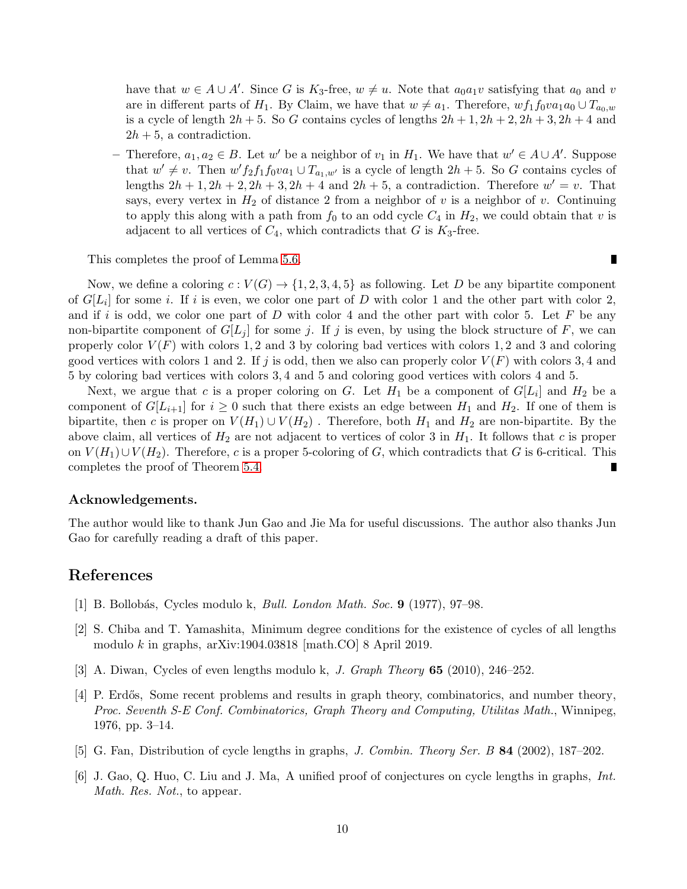have that $w \in A \cup A'$. Since $G$ is $K_3$-free, $w \neq u$. Note that $a_0a_1v$ satisfying that $a_0$ and $v$ are in different parts of $H_1$. By Claim, we have that $w \neq a_1$. Therefore, $wf_1f_0va_1a_0 \cup T_{a_0,w}$ is a cycle of length $2h+5$. So $G$ contains cycles of lengths $2h+1, 2h+2, 2h+3, 2h+4$ and $2h+5$, a contradiction.

 – Therefore, $a_1, a_2 \in B$. Let $w'$ be a neighbor of $v_1$ in $H_1$. We have that $w' \in A \cup A'$. Suppose that $w' \neq v$. Then $w'f_2f_1f_0va_1 \cup T_{a_1,w'}$ is a cycle of length $2h+5$. So $G$ contains cycles of lengths $2h+1, 2h+2, 2h+3, 2h+4$ and $2h+5$, a contradiction. Therefore $w' = v$. That says, every vertex in $H_2$ of distance 2 from a neighbor of $v$ is a neighbor of $v$. Continuing to apply this along with a path from $f_0$ to an odd cycle $C_4$ in $H_2$, we could obtain that $v$ is adjacent to all vertices of $C_4$, which contradicts that $G$ is $K_3$-free.

This completes the proof of Lemma 5.6. ∎

Now, we define a coloring $c : V(G) \to \{1, 2, 3, 4, 5\}$ as following. Let $D$ be any bipartite component of $G[L_i]$ for some $i$. If $i$ is even, we color one part of $D$ with color 1 and the other part with color 2, and if $i$ is odd, we color one part of $D$ with color 4 and the other part with color 5. Let $F$ be any non-bipartite component of $G[L_j]$ for some $j$. If $j$ is even, by using the block structure of $F$, we can properly color $V(F)$ with colors 1, 2 and 3 by coloring bad vertices with colors 1, 2 and 3 and coloring good vertices with colors 1 and 2. If $j$ is odd, then we also can properly color $V(F)$ with colors 3, 4 and 5 by coloring bad vertices with colors 3, 4 and 5 and coloring good vertices with colors 4 and 5.

Next, we argue that $c$ is a proper coloring on $G$. Let $H_1$ be a component of $G[L_i]$ and $H_2$ be a component of $G[L_{i+1}]$ for $i \geq 0$ such that there exists an edge between $H_1$ and $H_2$. If one of them is bipartite, then $c$ is proper on $V(H_1) \cup V(H_2)$ . Therefore, both $H_1$ and $H_2$ are non-bipartite. By the above claim, all vertices of $H_2$ are not adjacent to vertices of color 3 in $H_1$. It follows that $c$ is proper on $V(H_1) \cup V(H_2)$. Therefore, $c$ is a proper 5-coloring of $G$, which contradicts that $G$ is 6-critical. This completes the proof of Theorem 5.4. ∎

### Acknowledgements.

The author would like to thank Jun Gao and Jie Ma for useful discussions. The author also thanks Jun Gao for carefully reading a draft of this paper.

## References

[1] B. Bollobás, Cycles modulo k, *Bull. London Math. Soc.* **9** (1977), 97–98.

[2] S. Chiba and T. Yamashita, Minimum degree conditions for the existence of cycles of all lengths modulo $k$ in graphs, arXiv:1904.03818 [math.CO] 8 April 2019.

[3] A. Diwan, Cycles of even lengths modulo k, *J. Graph Theory* **65** (2010), 246–252.

[4] P. Erdős, Some recent problems and results in graph theory, combinatorics, and number theory, *Proc. Seventh S-E Conf. Combinatorics, Graph Theory and Computing, Utilitas Math.*, Winnipeg, 1976, pp. 3–14.

[5] G. Fan, Distribution of cycle lengths in graphs, *J. Combin. Theory Ser. B* **84** (2002), 187–202.

[6] J. Gao, Q. Huo, C. Liu and J. Ma, A unified proof of conjectures on cycle lengths in graphs, *Int. Math. Res. Not.*, to appear.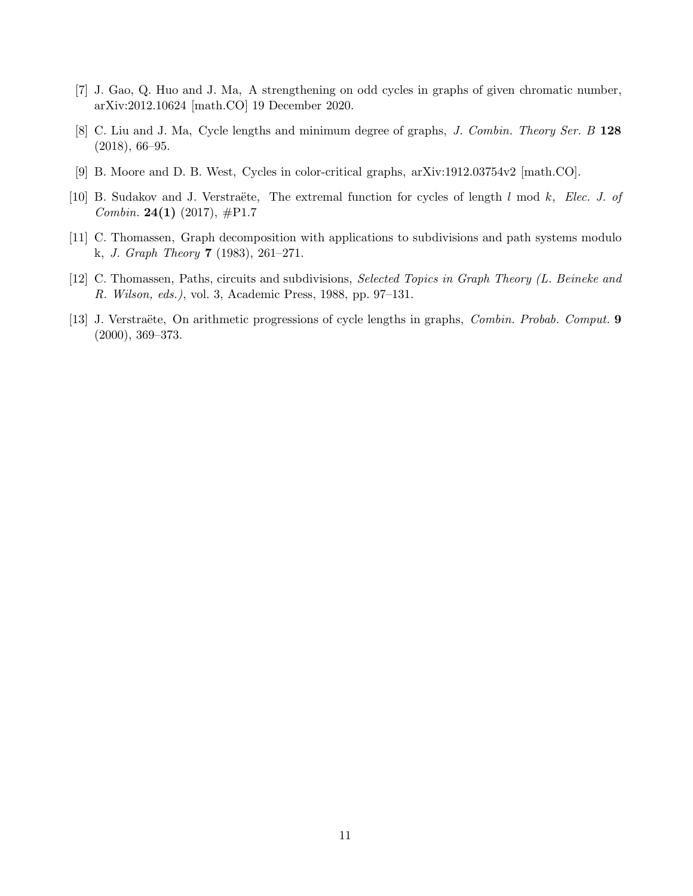[7] J. Gao, Q. Huo and J. Ma, A strengthening on odd cycles in graphs of given chromatic number, arXiv:2012.10624 [math.CO] 19 December 2020.

[8] C. Liu and J. Ma, Cycle lengths and minimum degree of graphs, *J. Combin. Theory Ser. B* **128** (2018), 66–95.

[9] B. Moore and D. B. West, Cycles in color-critical graphs, arXiv:1912.03754v2 [math.CO].

[10] B. Sudakov and J. Verstraëte, The extremal function for cycles of length $l$ mod $k$, *Elec. J. of Combin.* **24(1)** (2017), #P1.7

[11] C. Thomassen, Graph decomposition with applications to subdivisions and path systems modulo k, *J. Graph Theory* **7** (1983), 261–271.

[12] C. Thomassen, Paths, circuits and subdivisions, *Selected Topics in Graph Theory (L. Beineke and R. Wilson, eds.)*, vol. 3, Academic Press, 1988, pp. 97–131.

[13] J. Verstraëte, On arithmetic progressions of cycle lengths in graphs, *Combin. Probab. Comput.* **9** (2000), 369–373.